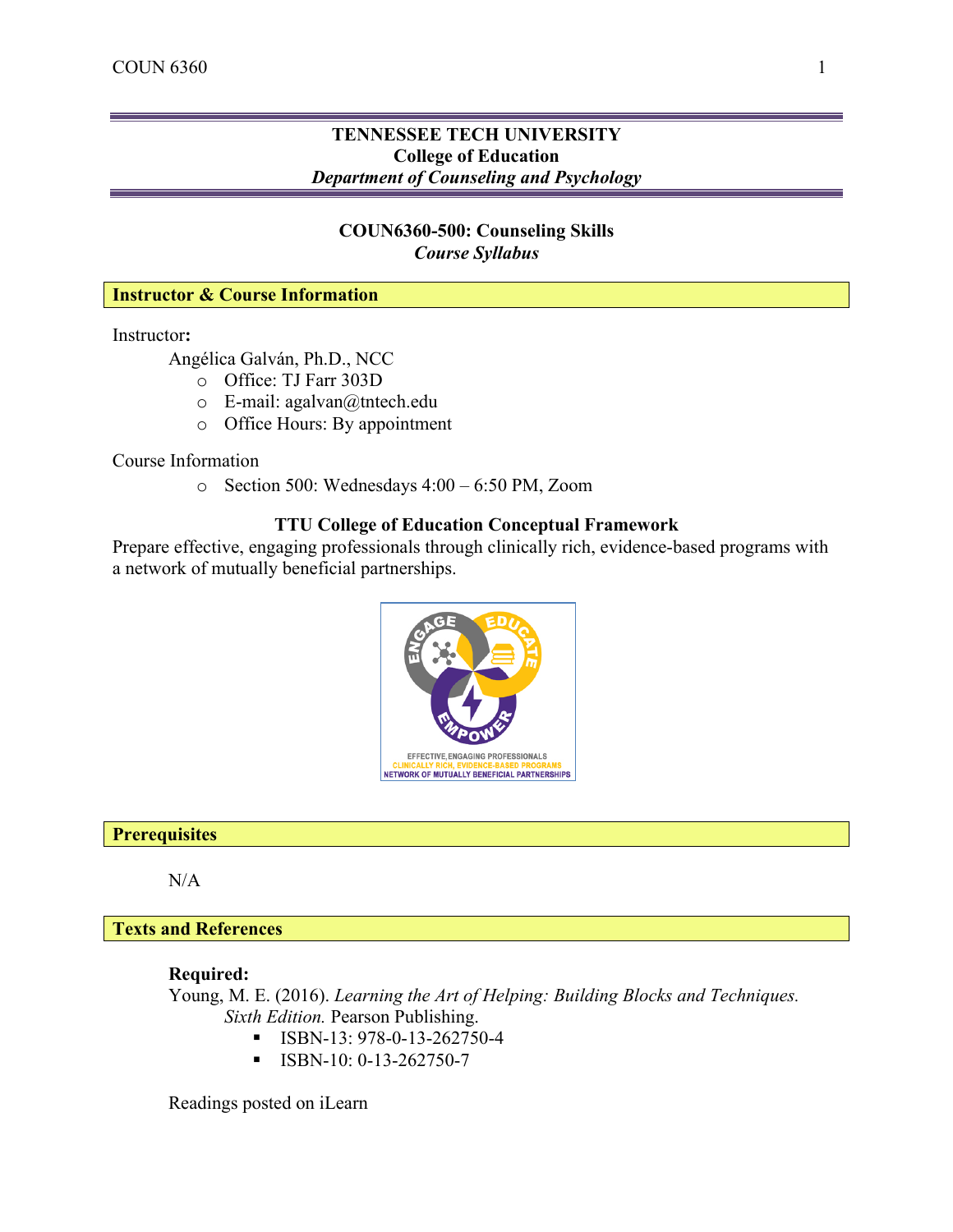# TENNESSEE TECH UNIVERSITY
## College of Education
### *Department of Counseling and Psychology*

## COUN6360-500: Counseling Skills
***Course Syllabus***

## Instructor & Course Information

Instructor**:**

Angélica Galván, Ph.D., NCC

- Office: TJ Farr 303D
- E-mail: agalvan@tntech.edu
- Office Hours: By appointment

Course Information

- Section 500: Wednesdays 4:00 – 6:50 PM, Zoom

**TTU College of Education Conceptual Framework**

Prepare effective, engaging professionals through clinically rich, evidence-based programs with a network of mutually beneficial partnerships.

## Prerequisites

N/A

## Texts and References

**Required:**

Young, M. E. (2016). *Learning the Art of Helping: Building Blocks and Techniques. Sixth Edition.* Pearson Publishing.

- ISBN-13: 978-0-13-262750-4
- ISBN-10: 0-13-262750-7

Readings posted on iLearn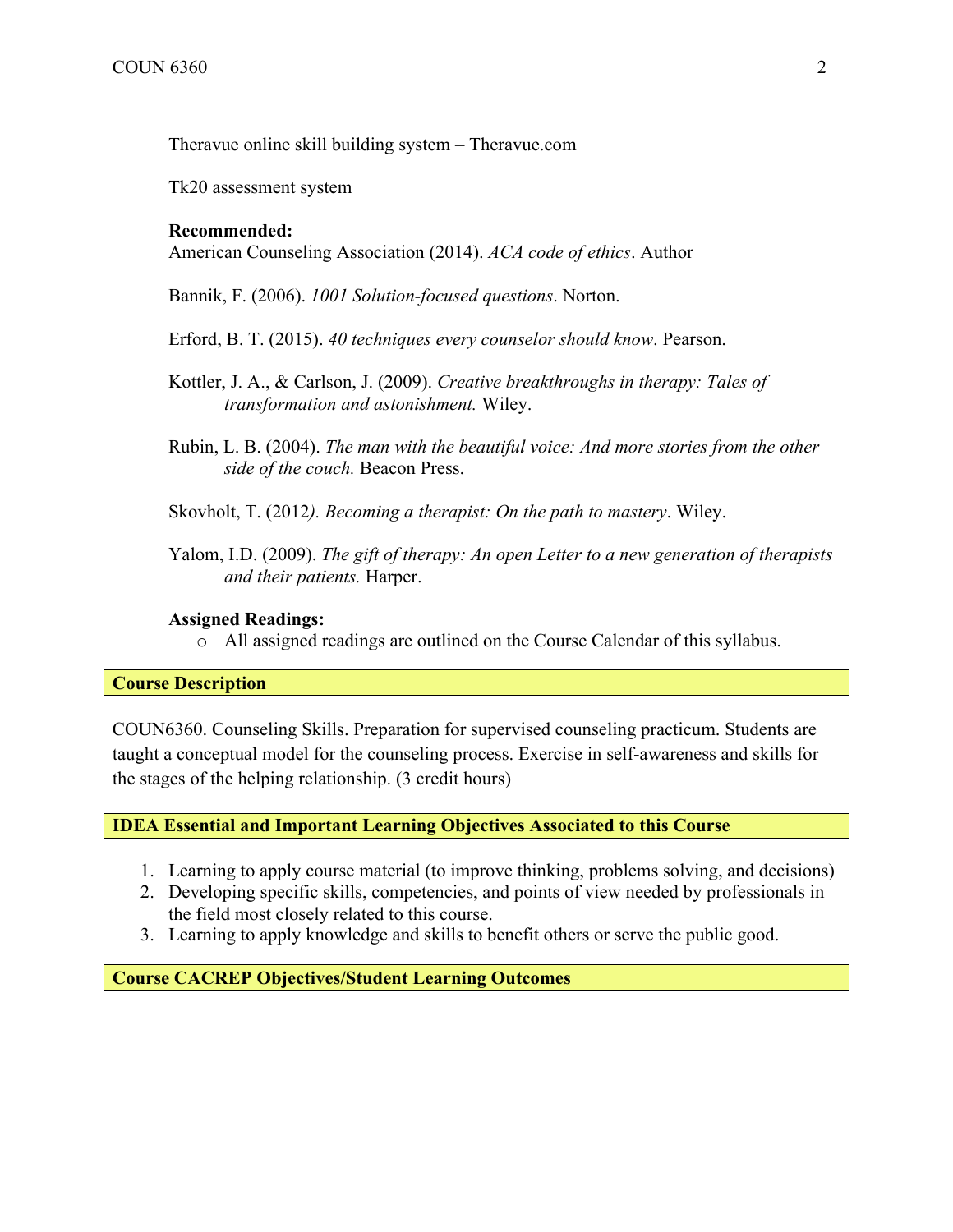Theravue online skill building system – Theravue.com

Tk20 assessment system

**Recommended:**

American Counseling Association (2014). *ACA code of ethics*. Author

Bannik, F. (2006). *1001 Solution-focused questions*. Norton.

Erford, B. T. (2015). *40 techniques every counselor should know*. Pearson.

Kottler, J. A., & Carlson, J. (2009). *Creative breakthroughs in therapy: Tales of transformation and astonishment.* Wiley.

Rubin, L. B. (2004). *The man with the beautiful voice: And more stories from the other side of the couch.* Beacon Press.

Skovholt, T. (2012*). Becoming a therapist: On the path to mastery*. Wiley.

Yalom, I.D. (2009). *The gift of therapy: An open Letter to a new generation of therapists and their patients.* Harper.

**Assigned Readings:**

- All assigned readings are outlined on the Course Calendar of this syllabus.

## Course Description

COUN6360. Counseling Skills. Preparation for supervised counseling practicum. Students are taught a conceptual model for the counseling process. Exercise in self-awareness and skills for the stages of the helping relationship. (3 credit hours)

## IDEA Essential and Important Learning Objectives Associated to this Course

1. Learning to apply course material (to improve thinking, problems solving, and decisions)
2. Developing specific skills, competencies, and points of view needed by professionals in the field most closely related to this course.
3. Learning to apply knowledge and skills to benefit others or serve the public good.

## Course CACREP Objectives/Student Learning Outcomes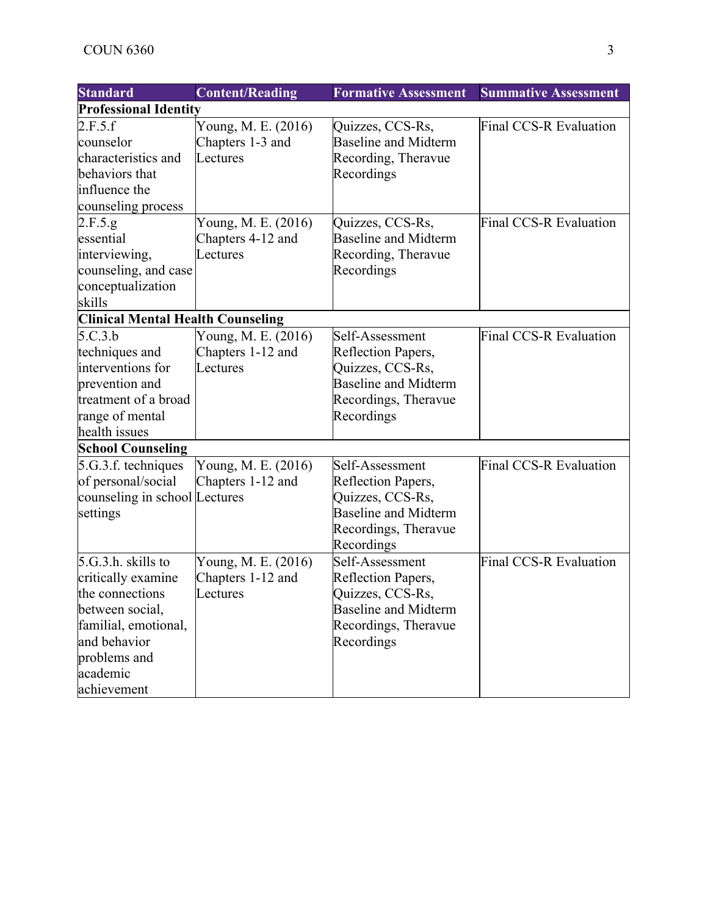| Standard | Content/Reading | Formative Assessment | Summative Assessment |
|---|---|---|---|
| **Professional Identity** | | | |
| 2.F.5.f counselor characteristics and behaviors that influence the counseling process | Young, M. E. (2016) Chapters 1-3 and Lectures | Quizzes, CCS-Rs, Baseline and Midterm Recording, Theravue Recordings | Final CCS-R Evaluation |
| 2.F.5.g essential interviewing, counseling, and case conceptualization skills | Young, M. E. (2016) Chapters 4-12 and Lectures | Quizzes, CCS-Rs, Baseline and Midterm Recording, Theravue Recordings | Final CCS-R Evaluation |
| **Clinical Mental Health Counseling** | | | |
| 5.C.3.b techniques and interventions for prevention and treatment of a broad range of mental health issues | Young, M. E. (2016) Chapters 1-12 and Lectures | Self-Assessment Reflection Papers, Quizzes, CCS-Rs, Baseline and Midterm Recordings, Theravue Recordings | Final CCS-R Evaluation |
| **School Counseling** | | | |
| 5.G.3.f. techniques of personal/social counseling in school settings | Young, M. E. (2016) Chapters 1-12 and Lectures | Self-Assessment Reflection Papers, Quizzes, CCS-Rs, Baseline and Midterm Recordings, Theravue Recordings | Final CCS-R Evaluation |
| 5.G.3.h. skills to critically examine the connections between social, familial, emotional, and behavior problems and academic achievement | Young, M. E. (2016) Chapters 1-12 and Lectures | Self-Assessment Reflection Papers, Quizzes, CCS-Rs, Baseline and Midterm Recordings, Theravue Recordings | Final CCS-R Evaluation |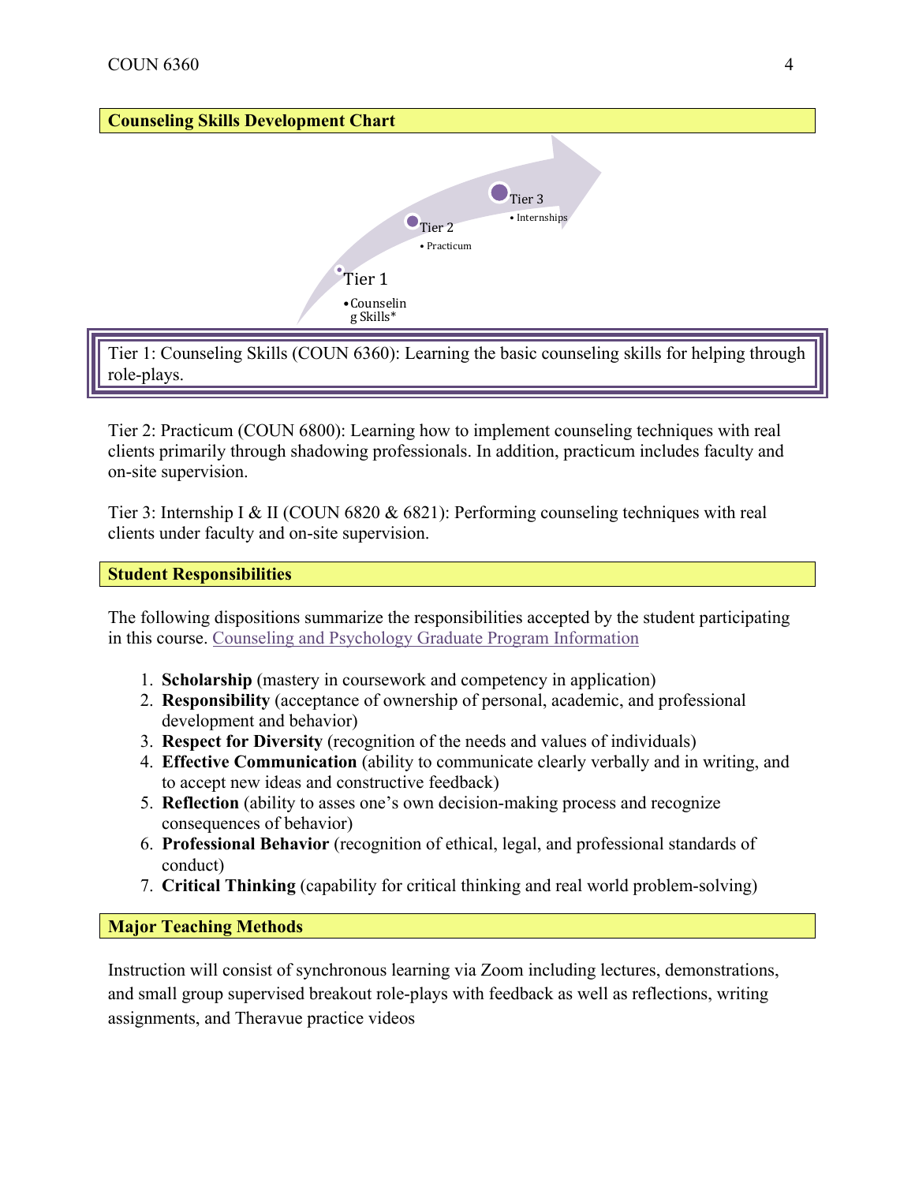## Counseling Skills Development Chart

Tier 1
- Counseling Skills*

Tier 2
- Practicum

Tier 3
- Internships

Tier 1: Counseling Skills (COUN 6360): Learning the basic counseling skills for helping through role-plays.

Tier 2: Practicum (COUN 6800): Learning how to implement counseling techniques with real clients primarily through shadowing professionals. In addition, practicum includes faculty and on-site supervision.

Tier 3: Internship I & II (COUN 6820 & 6821): Performing counseling techniques with real clients under faculty and on-site supervision.

## Student Responsibilities

The following dispositions summarize the responsibilities accepted by the student participating in this course. Counseling and Psychology Graduate Program Information

1. **Scholarship** (mastery in coursework and competency in application)
2. **Responsibility** (acceptance of ownership of personal, academic, and professional development and behavior)
3. **Respect for Diversity** (recognition of the needs and values of individuals)
4. **Effective Communication** (ability to communicate clearly verbally and in writing, and to accept new ideas and constructive feedback)
5. **Reflection** (ability to asses one's own decision-making process and recognize consequences of behavior)
6. **Professional Behavior** (recognition of ethical, legal, and professional standards of conduct)
7. **Critical Thinking** (capability for critical thinking and real world problem-solving)

## Major Teaching Methods

Instruction will consist of synchronous learning via Zoom including lectures, demonstrations, and small group supervised breakout role-plays with feedback as well as reflections, writing assignments, and Theravue practice videos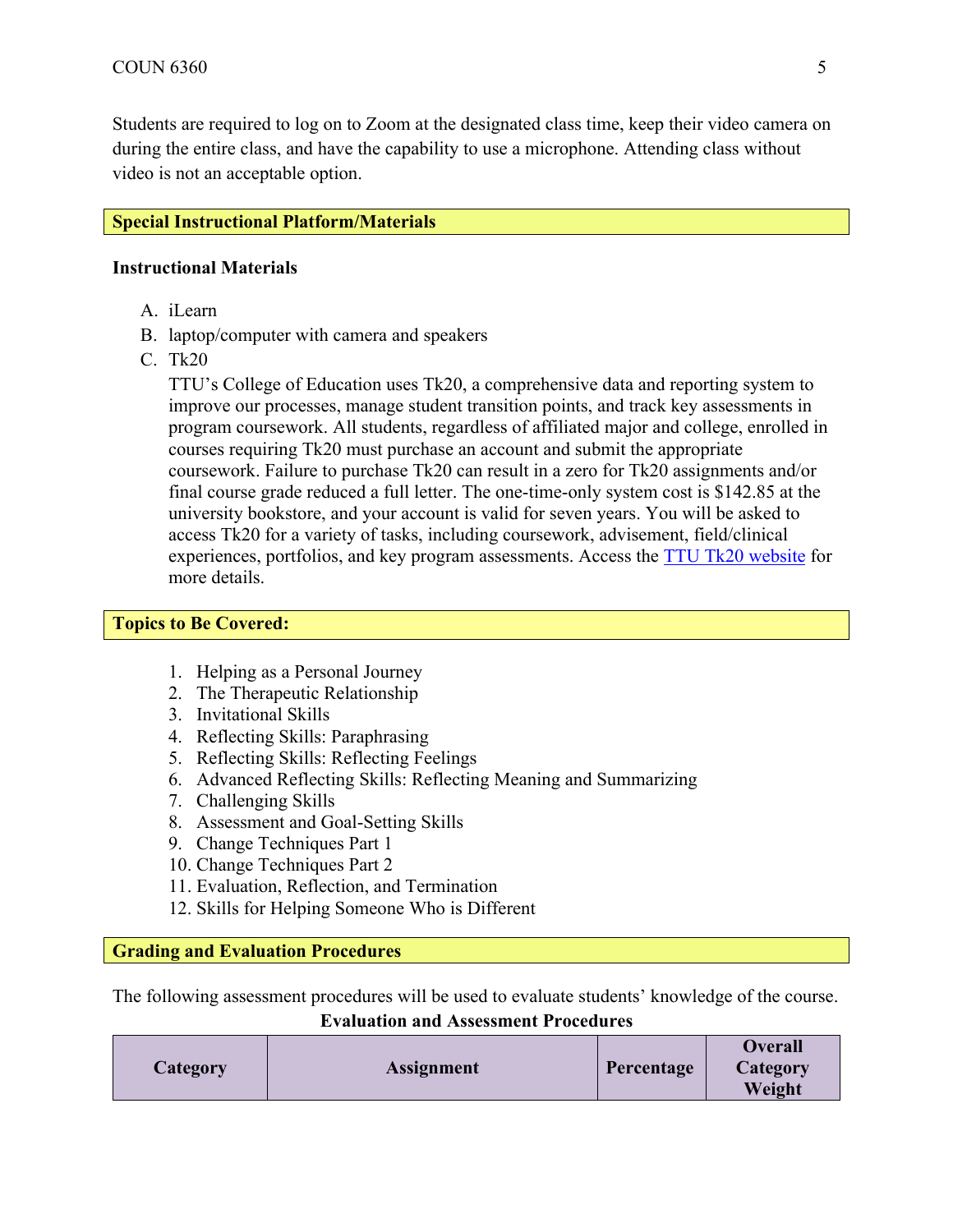Students are required to log on to Zoom at the designated class time, keep their video camera on during the entire class, and have the capability to use a microphone. Attending class without video is not an acceptable option.

## Special Instructional Platform/Materials

### Instructional Materials

A. iLearn
B. laptop/computer with camera and speakers
C. Tk20

TTU's College of Education uses Tk20, a comprehensive data and reporting system to improve our processes, manage student transition points, and track key assessments in program coursework. All students, regardless of affiliated major and college, enrolled in courses requiring Tk20 must purchase an account and submit the appropriate coursework. Failure to purchase Tk20 can result in a zero for Tk20 assignments and/or final course grade reduced a full letter. The one-time-only system cost is $142.85 at the university bookstore, and your account is valid for seven years. You will be asked to access Tk20 for a variety of tasks, including coursework, advisement, field/clinical experiences, portfolios, and key program assessments. Access the TTU Tk20 website for more details.

## Topics to Be Covered:

1. Helping as a Personal Journey
2. The Therapeutic Relationship
3. Invitational Skills
4. Reflecting Skills: Paraphrasing
5. Reflecting Skills: Reflecting Feelings
6. Advanced Reflecting Skills: Reflecting Meaning and Summarizing
7. Challenging Skills
8. Assessment and Goal-Setting Skills
9. Change Techniques Part 1
10. Change Techniques Part 2
11. Evaluation, Reflection, and Termination
12. Skills for Helping Someone Who is Different

## Grading and Evaluation Procedures

The following assessment procedures will be used to evaluate students' knowledge of the course.

**Evaluation and Assessment Procedures**

| Category | Assignment | Percentage | Overall Category Weight |
|---|---|---|---|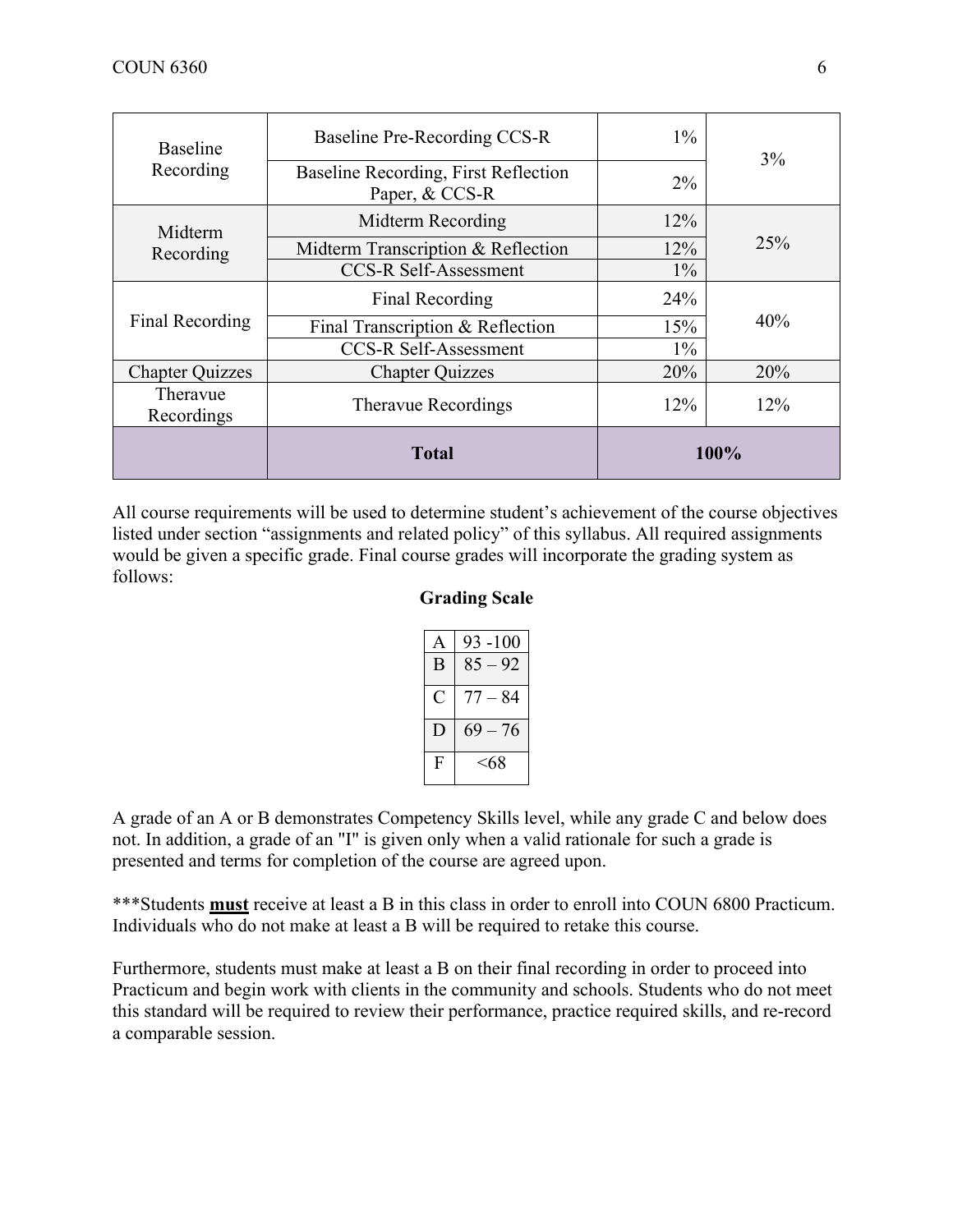| | | | |
|---|---|---|---|
| Baseline Recording | Baseline Pre-Recording CCS-R | 1% | 3% |
| | Baseline Recording, First Reflection Paper, & CCS-R | 2% | |
| Midterm Recording | Midterm Recording | 12% | 25% |
| | Midterm Transcription & Reflection | 12% | |
| | CCS-R Self-Assessment | 1% | |
| Final Recording | Final Recording | 24% | 40% |
| | Final Transcription & Reflection | 15% | |
| | CCS-R Self-Assessment | 1% | |
| Chapter Quizzes | Chapter Quizzes | 20% | 20% |
| Theravue Recordings | Theravue Recordings | 12% | 12% |
| | **Total** | **100%** | |

All course requirements will be used to determine student's achievement of the course objectives listed under section "assignments and related policy" of this syllabus. All required assignments would be given a specific grade. Final course grades will incorporate the grading system as follows:

**Grading Scale**

| | |
|---|---|
| A | 93 -100 |
| B | 85 – 92 |
| C | 77 – 84 |
| D | 69 – 76 |
| F | <68 |

A grade of an A or B demonstrates Competency Skills level, while any grade C and below does not. In addition, a grade of an "I" is given only when a valid rationale for such a grade is presented and terms for completion of the course are agreed upon.

***Students **must** receive at least a B in this class in order to enroll into COUN 6800 Practicum. Individuals who do not make at least a B will be required to retake this course.

Furthermore, students must make at least a B on their final recording in order to proceed into Practicum and begin work with clients in the community and schools. Students who do not meet this standard will be required to review their performance, practice required skills, and re-record a comparable session.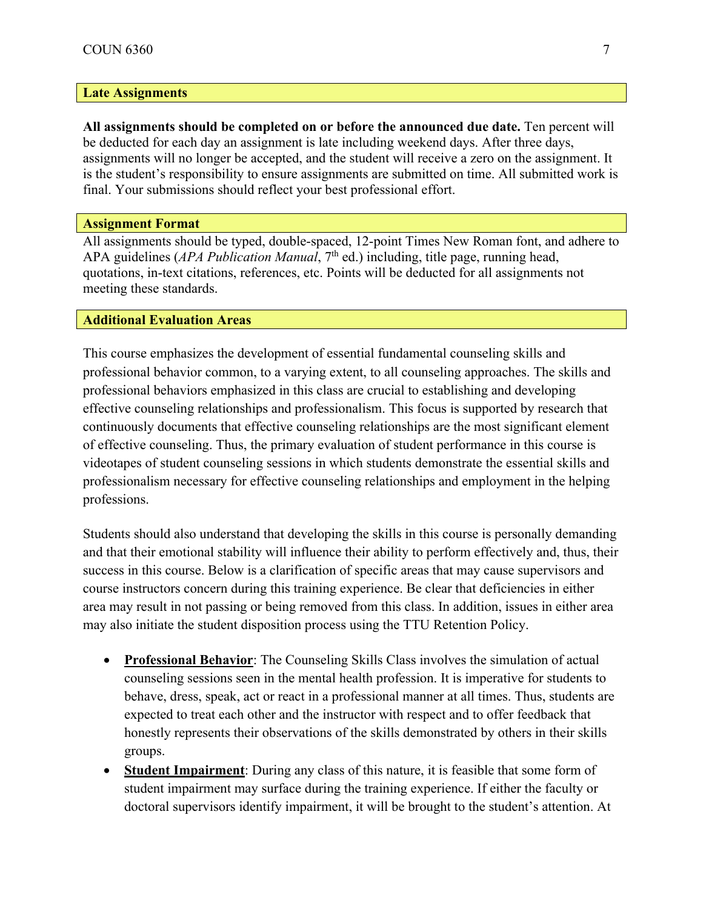## Late Assignments

**All assignments should be completed on or before the announced due date.** Ten percent will be deducted for each day an assignment is late including weekend days. After three days, assignments will no longer be accepted, and the student will receive a zero on the assignment. It is the student's responsibility to ensure assignments are submitted on time. All submitted work is final. Your submissions should reflect your best professional effort.

## Assignment Format

All assignments should be typed, double-spaced, 12-point Times New Roman font, and adhere to APA guidelines (*APA Publication Manual*, 7th ed.) including, title page, running head, quotations, in-text citations, references, etc. Points will be deducted for all assignments not meeting these standards.

## Additional Evaluation Areas

This course emphasizes the development of essential fundamental counseling skills and professional behavior common, to a varying extent, to all counseling approaches. The skills and professional behaviors emphasized in this class are crucial to establishing and developing effective counseling relationships and professionalism. This focus is supported by research that continuously documents that effective counseling relationships are the most significant element of effective counseling. Thus, the primary evaluation of student performance in this course is videotapes of student counseling sessions in which students demonstrate the essential skills and professionalism necessary for effective counseling relationships and employment in the helping professions.

Students should also understand that developing the skills in this course is personally demanding and that their emotional stability will influence their ability to perform effectively and, thus, their success in this course. Below is a clarification of specific areas that may cause supervisors and course instructors concern during this training experience. Be clear that deficiencies in either area may result in not passing or being removed from this class. In addition, issues in either area may also initiate the student disposition process using the TTU Retention Policy.

- **<u>Professional Behavior</u>**: The Counseling Skills Class involves the simulation of actual counseling sessions seen in the mental health profession. It is imperative for students to behave, dress, speak, act or react in a professional manner at all times. Thus, students are expected to treat each other and the instructor with respect and to offer feedback that honestly represents their observations of the skills demonstrated by others in their skills groups.
- **<u>Student Impairment</u>**: During any class of this nature, it is feasible that some form of student impairment may surface during the training experience. If either the faculty or doctoral supervisors identify impairment, it will be brought to the student's attention. At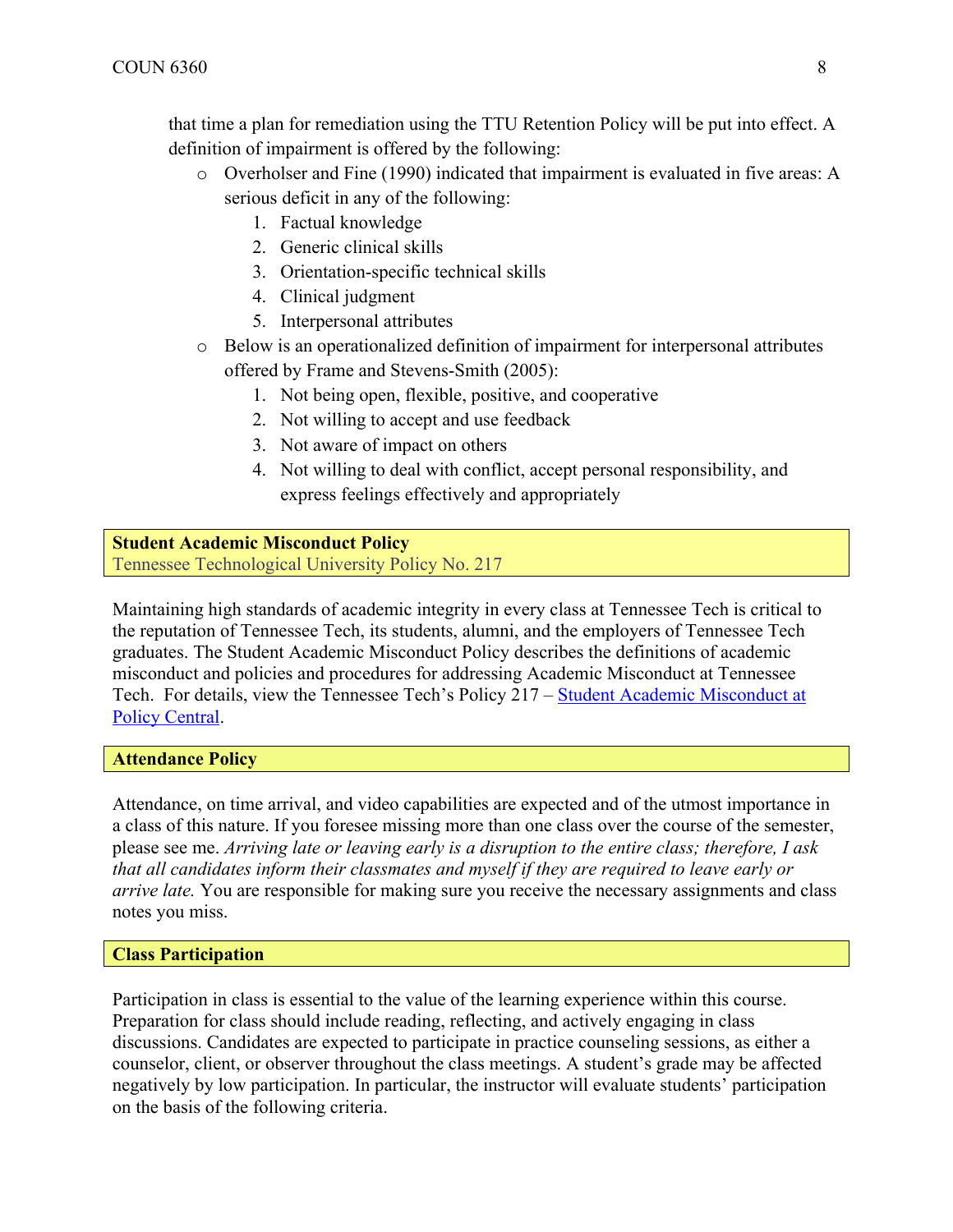that time a plan for remediation using the TTU Retention Policy will be put into effect. A definition of impairment is offered by the following:

- Overholser and Fine (1990) indicated that impairment is evaluated in five areas: A serious deficit in any of the following:
  1. Factual knowledge
  2. Generic clinical skills
  3. Orientation-specific technical skills
  4. Clinical judgment
  5. Interpersonal attributes
- Below is an operationalized definition of impairment for interpersonal attributes offered by Frame and Stevens-Smith (2005):
  1. Not being open, flexible, positive, and cooperative
  2. Not willing to accept and use feedback
  3. Not aware of impact on others
  4. Not willing to deal with conflict, accept personal responsibility, and express feelings effectively and appropriately

## Student Academic Misconduct Policy

Tennessee Technological University Policy No. 217

Maintaining high standards of academic integrity in every class at Tennessee Tech is critical to the reputation of Tennessee Tech, its students, alumni, and the employers of Tennessee Tech graduates. The Student Academic Misconduct Policy describes the definitions of academic misconduct and policies and procedures for addressing Academic Misconduct at Tennessee Tech. For details, view the Tennessee Tech's Policy 217 – Student Academic Misconduct at Policy Central.

## Attendance Policy

Attendance, on time arrival, and video capabilities are expected and of the utmost importance in a class of this nature. If you foresee missing more than one class over the course of the semester, please see me. *Arriving late or leaving early is a disruption to the entire class; therefore, I ask that all candidates inform their classmates and myself if they are required to leave early or arrive late.* You are responsible for making sure you receive the necessary assignments and class notes you miss.

## Class Participation

Participation in class is essential to the value of the learning experience within this course. Preparation for class should include reading, reflecting, and actively engaging in class discussions. Candidates are expected to participate in practice counseling sessions, as either a counselor, client, or observer throughout the class meetings. A student's grade may be affected negatively by low participation. In particular, the instructor will evaluate students' participation on the basis of the following criteria.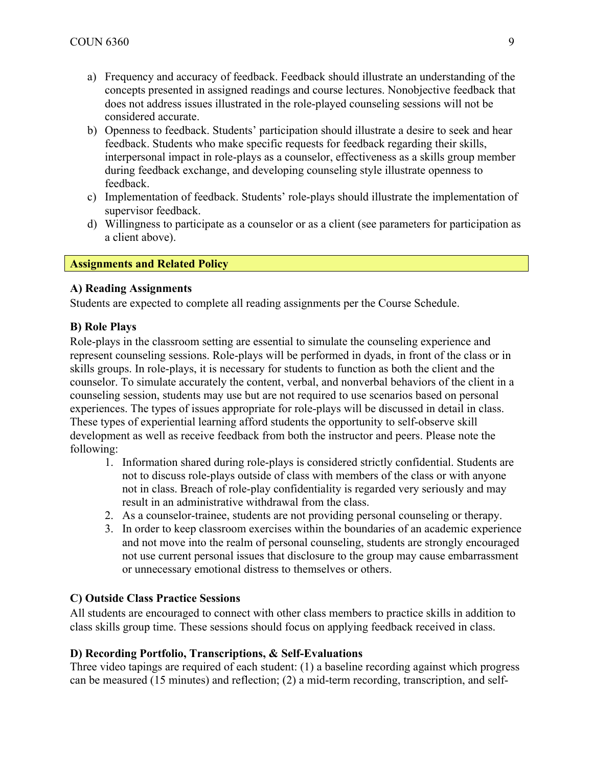a) Frequency and accuracy of feedback. Feedback should illustrate an understanding of the concepts presented in assigned readings and course lectures. Nonobjective feedback that does not address issues illustrated in the role-played counseling sessions will not be considered accurate.
b) Openness to feedback. Students' participation should illustrate a desire to seek and hear feedback. Students who make specific requests for feedback regarding their skills, interpersonal impact in role-plays as a counselor, effectiveness as a skills group member during feedback exchange, and developing counseling style illustrate openness to feedback.
c) Implementation of feedback. Students' role-plays should illustrate the implementation of supervisor feedback.
d) Willingness to participate as a counselor or as a client (see parameters for participation as a client above).

## Assignments and Related Policy

### A) Reading Assignments

Students are expected to complete all reading assignments per the Course Schedule.

### B) Role Plays

Role-plays in the classroom setting are essential to simulate the counseling experience and represent counseling sessions. Role-plays will be performed in dyads, in front of the class or in skills groups. In role-plays, it is necessary for students to function as both the client and the counselor. To simulate accurately the content, verbal, and nonverbal behaviors of the client in a counseling session, students may use but are not required to use scenarios based on personal experiences. The types of issues appropriate for role-plays will be discussed in detail in class. These types of experiential learning afford students the opportunity to self-observe skill development as well as receive feedback from both the instructor and peers. Please note the following:

1. Information shared during role-plays is considered strictly confidential. Students are not to discuss role-plays outside of class with members of the class or with anyone not in class. Breach of role-play confidentiality is regarded very seriously and may result in an administrative withdrawal from the class.
2. As a counselor-trainee, students are not providing personal counseling or therapy.
3. In order to keep classroom exercises within the boundaries of an academic experience and not move into the realm of personal counseling, students are strongly encouraged not use current personal issues that disclosure to the group may cause embarrassment or unnecessary emotional distress to themselves or others.

### C) Outside Class Practice Sessions

All students are encouraged to connect with other class members to practice skills in addition to class skills group time. These sessions should focus on applying feedback received in class.

### D) Recording Portfolio, Transcriptions, & Self-Evaluations

Three video tapings are required of each student: (1) a baseline recording against which progress can be measured (15 minutes) and reflection; (2) a mid-term recording, transcription, and self-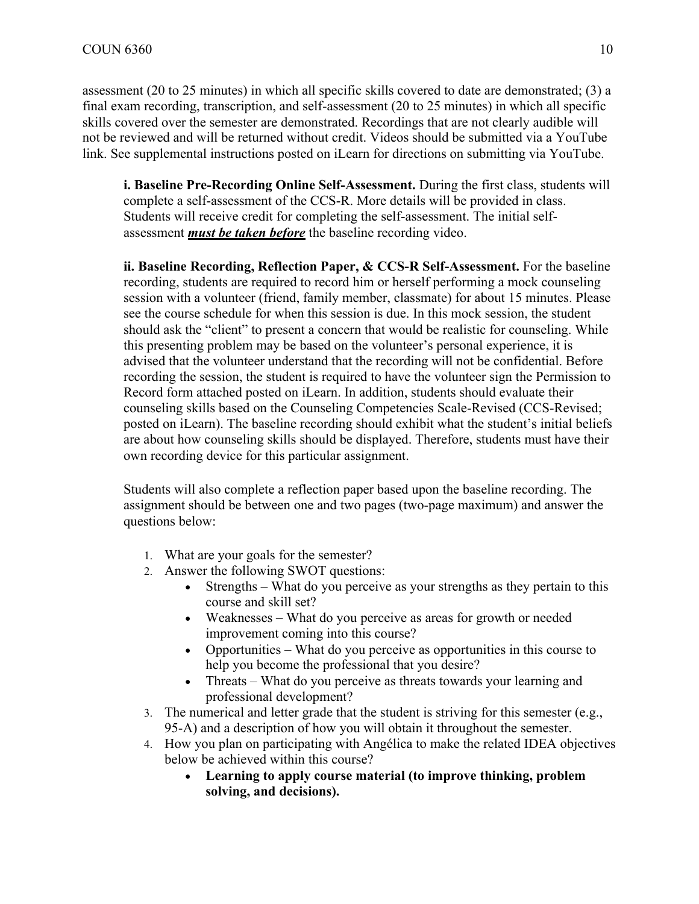assessment (20 to 25 minutes) in which all specific skills covered to date are demonstrated; (3) a final exam recording, transcription, and self-assessment (20 to 25 minutes) in which all specific skills covered over the semester are demonstrated. Recordings that are not clearly audible will not be reviewed and will be returned without credit. Videos should be submitted via a YouTube link. See supplemental instructions posted on iLearn for directions on submitting via YouTube.

**i. Baseline Pre-Recording Online Self-Assessment.** During the first class, students will complete a self-assessment of the CCS-R. More details will be provided in class. Students will receive credit for completing the self-assessment. The initial self-assessment ***must be taken before*** the baseline recording video.

**ii. Baseline Recording, Reflection Paper, & CCS-R Self-Assessment.** For the baseline recording, students are required to record him or herself performing a mock counseling session with a volunteer (friend, family member, classmate) for about 15 minutes. Please see the course schedule for when this session is due. In this mock session, the student should ask the "client" to present a concern that would be realistic for counseling. While this presenting problem may be based on the volunteer's personal experience, it is advised that the volunteer understand that the recording will not be confidential. Before recording the session, the student is required to have the volunteer sign the Permission to Record form attached posted on iLearn. In addition, students should evaluate their counseling skills based on the Counseling Competencies Scale-Revised (CCS-Revised; posted on iLearn). The baseline recording should exhibit what the student's initial beliefs are about how counseling skills should be displayed. Therefore, students must have their own recording device for this particular assignment.

Students will also complete a reflection paper based upon the baseline recording. The assignment should be between one and two pages (two-page maximum) and answer the questions below:

1. What are your goals for the semester?
2. Answer the following SWOT questions:
   - Strengths – What do you perceive as your strengths as they pertain to this course and skill set?
   - Weaknesses – What do you perceive as areas for growth or needed improvement coming into this course?
   - Opportunities – What do you perceive as opportunities in this course to help you become the professional that you desire?
   - Threats – What do you perceive as threats towards your learning and professional development?
3. The numerical and letter grade that the student is striving for this semester (e.g., 95-A) and a description of how you will obtain it throughout the semester.
4. How you plan on participating with Angélica to make the related IDEA objectives below be achieved within this course?
   - **Learning to apply course material (to improve thinking, problem solving, and decisions).**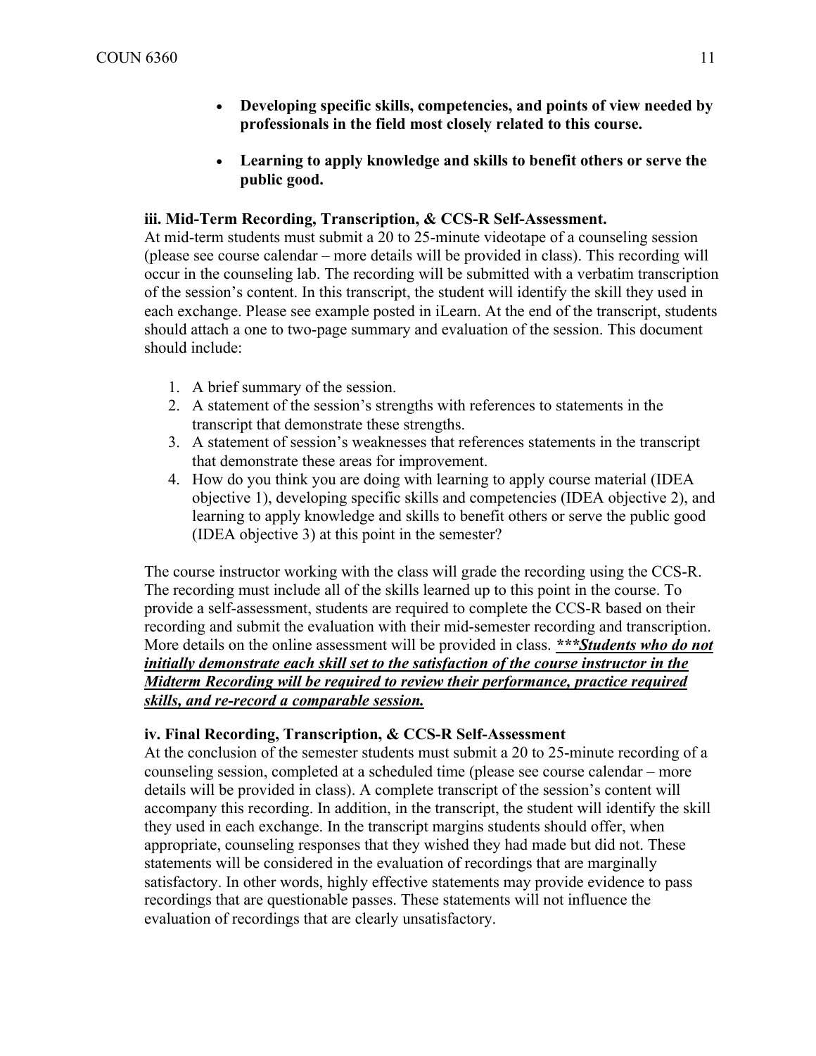- **Developing specific skills, competencies, and points of view needed by professionals in the field most closely related to this course.**

- **Learning to apply knowledge and skills to benefit others or serve the public good.**

**iii. Mid-Term Recording, Transcription, & CCS-R Self-Assessment.**

At mid-term students must submit a 20 to 25-minute videotape of a counseling session (please see course calendar – more details will be provided in class). This recording will occur in the counseling lab. The recording will be submitted with a verbatim transcription of the session's content. In this transcript, the student will identify the skill they used in each exchange. Please see example posted in iLearn. At the end of the transcript, students should attach a one to two-page summary and evaluation of the session. This document should include:

1. A brief summary of the session.
2. A statement of the session's strengths with references to statements in the transcript that demonstrate these strengths.
3. A statement of session's weaknesses that references statements in the transcript that demonstrate these areas for improvement.
4. How do you think you are doing with learning to apply course material (IDEA objective 1), developing specific skills and competencies (IDEA objective 2), and learning to apply knowledge and skills to benefit others or serve the public good (IDEA objective 3) at this point in the semester?

The course instructor working with the class will grade the recording using the CCS-R. The recording must include all of the skills learned up to this point in the course. To provide a self-assessment, students are required to complete the CCS-R based on their recording and submit the evaluation with their mid-semester recording and transcription. More details on the online assessment will be provided in class. ***<u>***Students who do not initially demonstrate each skill set to the satisfaction of the course instructor in the Midterm Recording will be required to review their performance, practice required skills, and re-record a comparable session.</u>***

**iv. Final Recording, Transcription, & CCS-R Self-Assessment**

At the conclusion of the semester students must submit a 20 to 25-minute recording of a counseling session, completed at a scheduled time (please see course calendar – more details will be provided in class). A complete transcript of the session's content will accompany this recording. In addition, in the transcript, the student will identify the skill they used in each exchange. In the transcript margins students should offer, when appropriate, counseling responses that they wished they had made but did not. These statements will be considered in the evaluation of recordings that are marginally satisfactory. In other words, highly effective statements may provide evidence to pass recordings that are questionable passes. These statements will not influence the evaluation of recordings that are clearly unsatisfactory.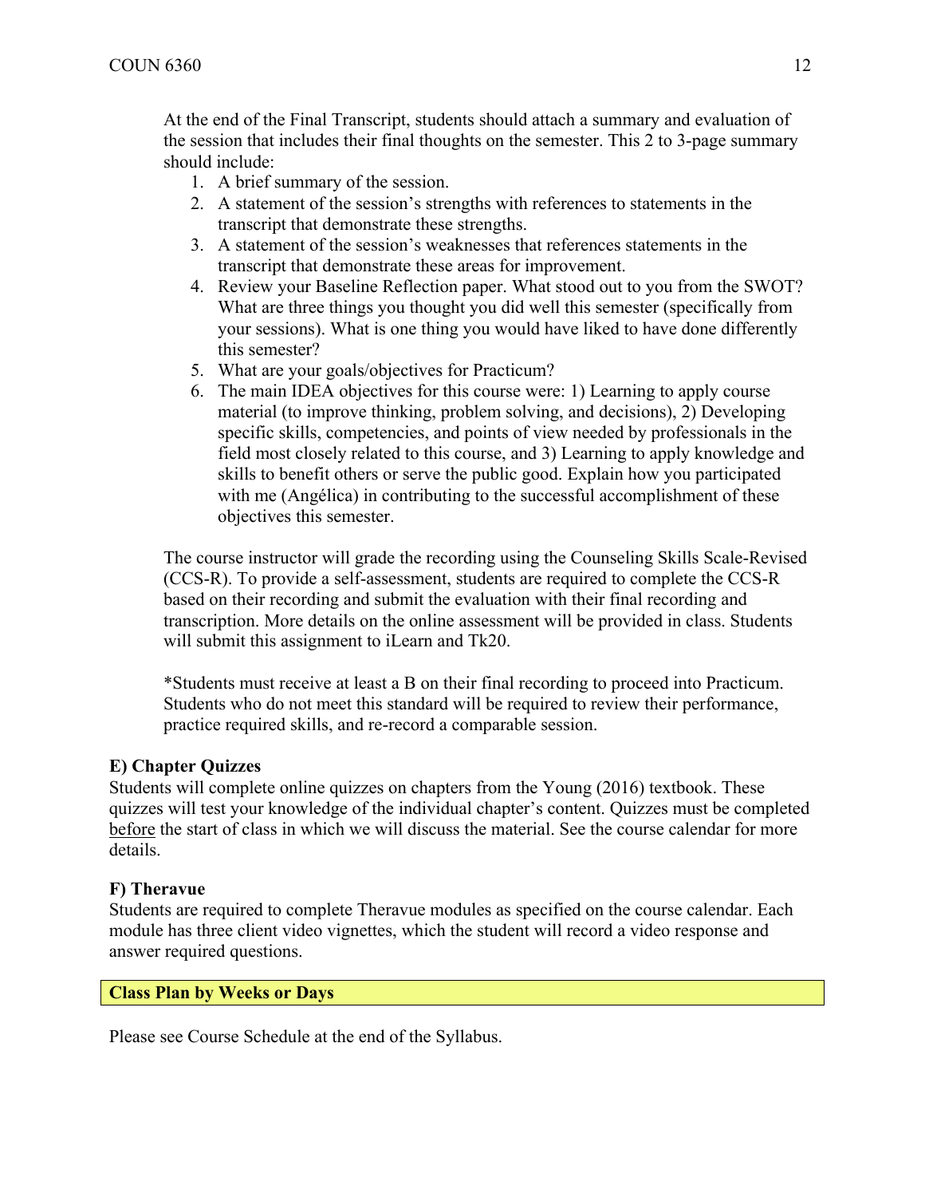At the end of the Final Transcript, students should attach a summary and evaluation of the session that includes their final thoughts on the semester. This 2 to 3-page summary should include:

1. A brief summary of the session.
2. A statement of the session's strengths with references to statements in the transcript that demonstrate these strengths.
3. A statement of the session's weaknesses that references statements in the transcript that demonstrate these areas for improvement.
4. Review your Baseline Reflection paper. What stood out to you from the SWOT? What are three things you thought you did well this semester (specifically from your sessions). What is one thing you would have liked to have done differently this semester?
5. What are your goals/objectives for Practicum?
6. The main IDEA objectives for this course were: 1) Learning to apply course material (to improve thinking, problem solving, and decisions), 2) Developing specific skills, competencies, and points of view needed by professionals in the field most closely related to this course, and 3) Learning to apply knowledge and skills to benefit others or serve the public good. Explain how you participated with me (Angélica) in contributing to the successful accomplishment of these objectives this semester.

The course instructor will grade the recording using the Counseling Skills Scale-Revised (CCS-R). To provide a self-assessment, students are required to complete the CCS-R based on their recording and submit the evaluation with their final recording and transcription. More details on the online assessment will be provided in class. Students will submit this assignment to iLearn and Tk20.

*Students must receive at least a B on their final recording to proceed into Practicum. Students who do not meet this standard will be required to review their performance, practice required skills, and re-record a comparable session.

**E) Chapter Quizzes**

Students will complete online quizzes on chapters from the Young (2016) textbook. These quizzes will test your knowledge of the individual chapter's content. Quizzes must be completed before the start of class in which we will discuss the material. See the course calendar for more details.

**F) Theravue**

Students are required to complete Theravue modules as specified on the course calendar. Each module has three client video vignettes, which the student will record a video response and answer required questions.

## Class Plan by Weeks or Days

Please see Course Schedule at the end of the Syllabus.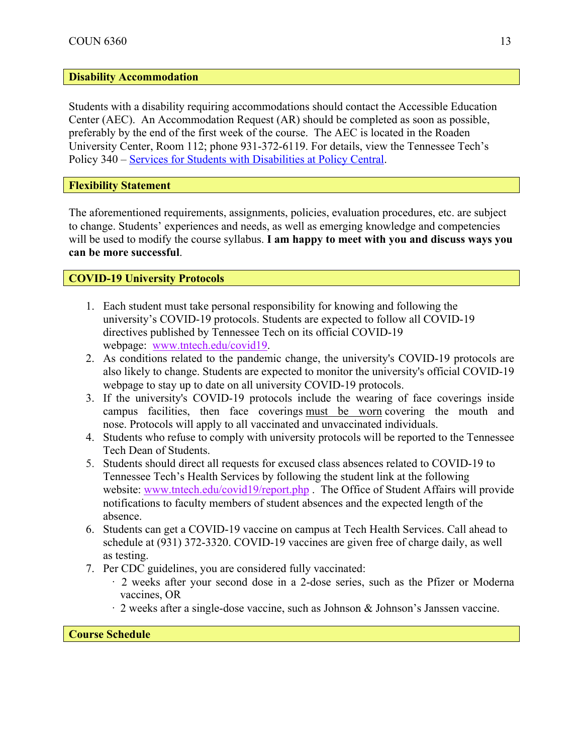## Disability Accommodation

Students with a disability requiring accommodations should contact the Accessible Education Center (AEC). An Accommodation Request (AR) should be completed as soon as possible, preferably by the end of the first week of the course. The AEC is located in the Roaden University Center, Room 112; phone 931-372-6119. For details, view the Tennessee Tech's Policy 340 – Services for Students with Disabilities at Policy Central.

## Flexibility Statement

The aforementioned requirements, assignments, policies, evaluation procedures, etc. are subject to change. Students' experiences and needs, as well as emerging knowledge and competencies will be used to modify the course syllabus. **I am happy to meet with you and discuss ways you can be more successful**.

## COVID-19 University Protocols

1. Each student must take personal responsibility for knowing and following the university's COVID-19 protocols. Students are expected to follow all COVID-19 directives published by Tennessee Tech on its official COVID-19 webpage: www.tntech.edu/covid19.
2. As conditions related to the pandemic change, the university's COVID-19 protocols are also likely to change. Students are expected to monitor the university's official COVID-19 webpage to stay up to date on all university COVID-19 protocols.
3. If the university's COVID-19 protocols include the wearing of face coverings inside campus facilities, then face coverings must be worn covering the mouth and nose. Protocols will apply to all vaccinated and unvaccinated individuals.
4. Students who refuse to comply with university protocols will be reported to the Tennessee Tech Dean of Students.
5. Students should direct all requests for excused class absences related to COVID-19 to Tennessee Tech's Health Services by following the student link at the following website: www.tntech.edu/covid19/report.php . The Office of Student Affairs will provide notifications to faculty members of student absences and the expected length of the absence.
6. Students can get a COVID-19 vaccine on campus at Tech Health Services. Call ahead to schedule at (931) 372-3320. COVID-19 vaccines are given free of charge daily, as well as testing.
7. Per CDC guidelines, you are considered fully vaccinated:
   - 2 weeks after your second dose in a 2-dose series, such as the Pfizer or Moderna vaccines, OR
   - 2 weeks after a single-dose vaccine, such as Johnson & Johnson's Janssen vaccine.

## Course Schedule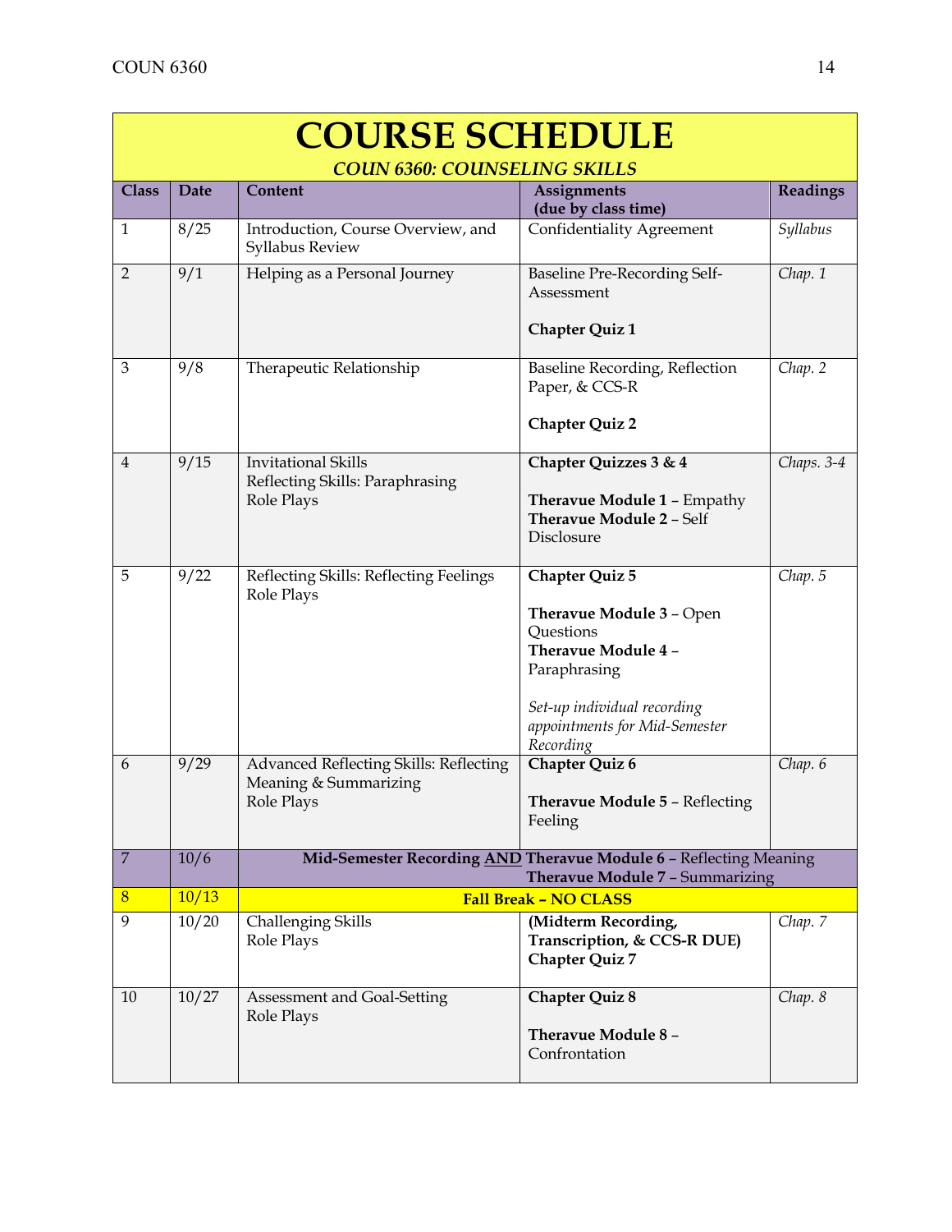# COURSE SCHEDULE

***COUN 6360: COUNSELING SKILLS***

| Class | Date | Content | Assignments (due by class time) | Readings |
|---|---|---|---|---|
| 1 | 8/25 | Introduction, Course Overview, and Syllabus Review | Confidentiality Agreement | *Syllabus* |
| 2 | 9/1 | Helping as a Personal Journey | Baseline Pre-Recording Self-Assessment<br><br>**Chapter Quiz 1** | *Chap. 1* |
| 3 | 9/8 | Therapeutic Relationship | Baseline Recording, Reflection Paper, & CCS-R<br><br>**Chapter Quiz 2** | *Chap. 2* |
| 4 | 9/15 | Invitational Skills<br>Reflecting Skills: Paraphrasing<br>Role Plays | **Chapter Quizzes 3 & 4**<br><br>**Theravue Module 1** – Empathy<br>**Theravue Module 2** – Self Disclosure | *Chaps. 3-4* |
| 5 | 9/22 | Reflecting Skills: Reflecting Feelings<br>Role Plays | **Chapter Quiz 5**<br><br>**Theravue Module 3** – Open Questions<br>**Theravue Module 4** – Paraphrasing<br><br>*Set-up individual recording appointments for Mid-Semester Recording* | *Chap. 5* |
| 6 | 9/29 | Advanced Reflecting Skills: Reflecting Meaning & Summarizing<br>Role Plays | **Chapter Quiz 6**<br><br>**Theravue Module 5** – Reflecting Feeling | *Chap. 6* |
| 7 | 10/6 | **Mid-Semester Recording AND Theravue Module 6** – Reflecting Meaning<br>**Theravue Module 7** – Summarizing | | |
| 8 | 10/13 | **Fall Break – NO CLASS** | | |
| 9 | 10/20 | Challenging Skills<br>Role Plays | **(Midterm Recording, Transcription, & CCS-R DUE)**<br>**Chapter Quiz 7** | *Chap. 7* |
| 10 | 10/27 | Assessment and Goal-Setting<br>Role Plays | **Chapter Quiz 8**<br><br>**Theravue Module 8** – Confrontation | *Chap. 8* |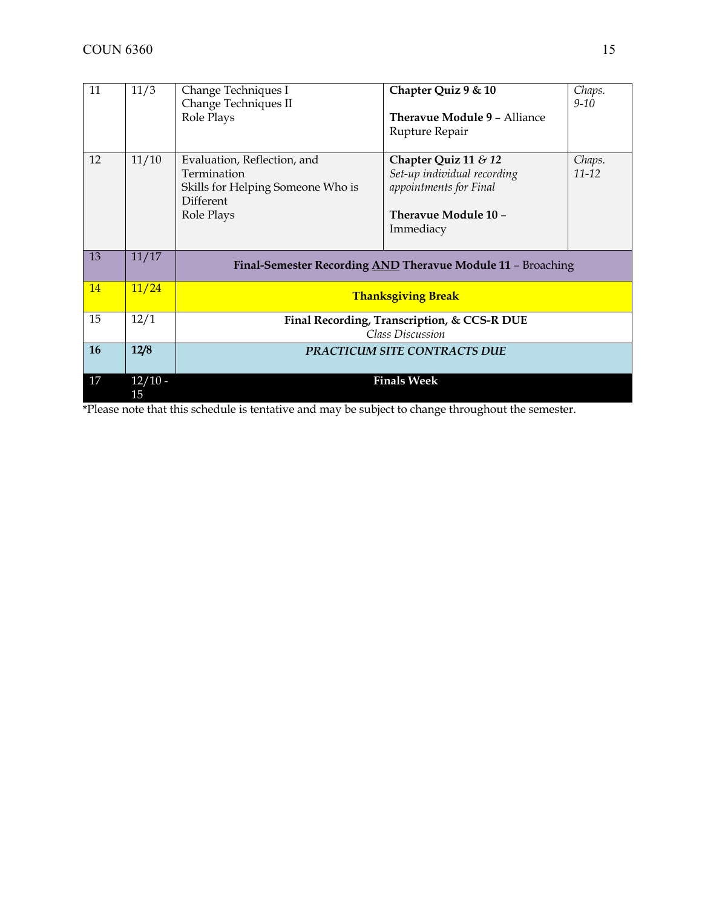| | | | | |
|---|---|---|---|---|
| 11 | 11/3 | Change Techniques I<br>Change Techniques II<br>Role Plays | **Chapter Quiz 9 & 10**<br><br>**Theravue Module 9** – Alliance Rupture Repair | *Chaps. 9-10* |
| 12 | 11/10 | Evaluation, Reflection, and Termination<br>Skills for Helping Someone Who is Different<br>Role Plays | **Chapter Quiz 11** ***& 12***<br>*Set-up individual recording appointments for Final*<br><br>**Theravue Module 10** – Immediacy | *Chaps. 11-12* |
| 13 | 11/17 | **Final-Semester Recording** <u>**AND**</u> **Theravue Module 11** – Broaching | | |
| 14 | 11/24 | **Thanksgiving Break** | | |
| 15 | 12/1 | **Final Recording, Transcription, & CCS-R DUE**<br>*Class Discussion* | | |
| **16** | **12/8** | ***PRACTICUM SITE CONTRACTS DUE*** | | |
| 17 | 12/10 - 15 | **Finals Week** | | |

*Please note that this schedule is tentative and may be subject to change throughout the semester.